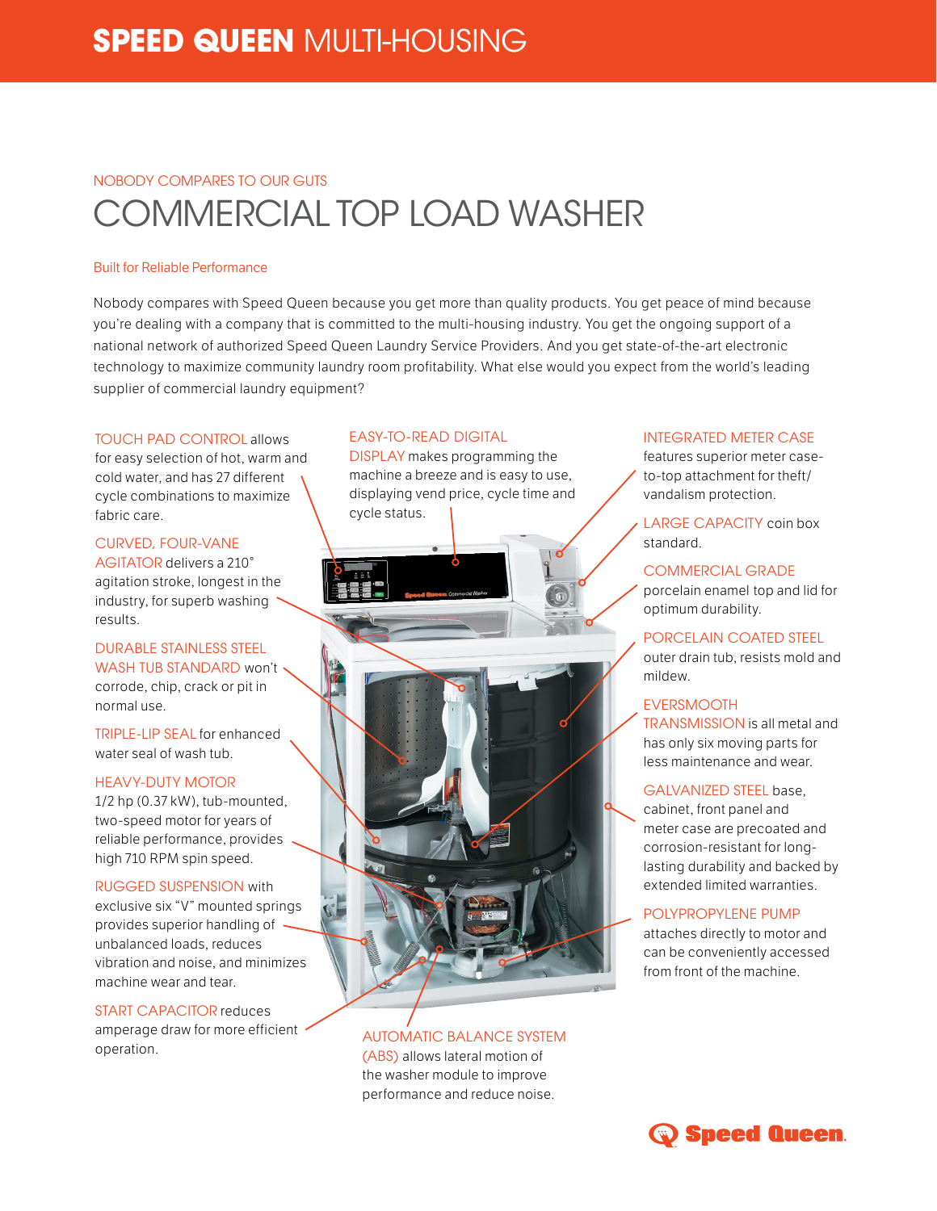# SPEED QUEEN MULTI-HOUSING

NOBODY COMPARES TO OUR GUTS

## COMMERCIAL TOP LOAD WASHER

### Built for Reliable Performance

Nobody compares with Speed Queen because you get more than quality products. You get peace of mind because you're dealing with a company that is committed to the multi-housing industry. You get the ongoing support of a national network of authorized Speed Queen Laundry Service Providers. And you get state-of-the-art electronic technology to maximize community laundry room profitability. What else would you expect from the world's leading supplier of commercial laundry equipment?

TOUCH PAD CONTROL allows for easy selection of hot, warm and cold water, and has 27 different cycle combinations to maximize fabric care.

CURVED, FOUR-VANE AGITATOR delivers a 210° agitation stroke, longest in the industry, for superb washing results.

DURABLE STAINLESS STEEL WASH TUB STANDARD won't corrode, chip, crack or pit in normal use.

TRIPLE-LIP SEAL for enhanced water seal of wash tub.

HEAVY-DUTY MOTOR 1/2 hp (0.37 kW), tub-mounted, two-speed motor for years of reliable performance, provides high 710 RPM spin speed.

RUGGED SUSPENSION with exclusive six "V" mounted springs provides superior handling of unbalanced loads, reduces vibration and noise, and minimizes machine wear and tear.

START CAPACITOR reduces amperage draw for more efficient operation.

EASY-TO-READ DIGITAL DISPLAY makes programming the machine a breeze and is easy to use, displaying vend price, cycle time and cycle status.

AUTOMATIC BALANCE SYSTEM (ABS) allows lateral motion of the washer module to improve performance and reduce noise.

INTEGRATED METER CASE features superior meter case-to-top attachment for theft/vandalism protection.

LARGE CAPACITY coin box standard.

COMMERCIAL GRADE porcelain enamel top and lid for optimum durability.

PORCELAIN COATED STEEL outer drain tub, resists mold and mildew.

EVERSMOOTH TRANSMISSION is all metal and has only six moving parts for less maintenance and wear.

GALVANIZED STEEL base, cabinet, front panel and meter case are precoated and corrosion-resistant for long-lasting durability and backed by extended limited warranties.

POLYPROPYLENE PUMP attaches directly to motor and can be conveniently accessed from front of the machine.

Speed Queen.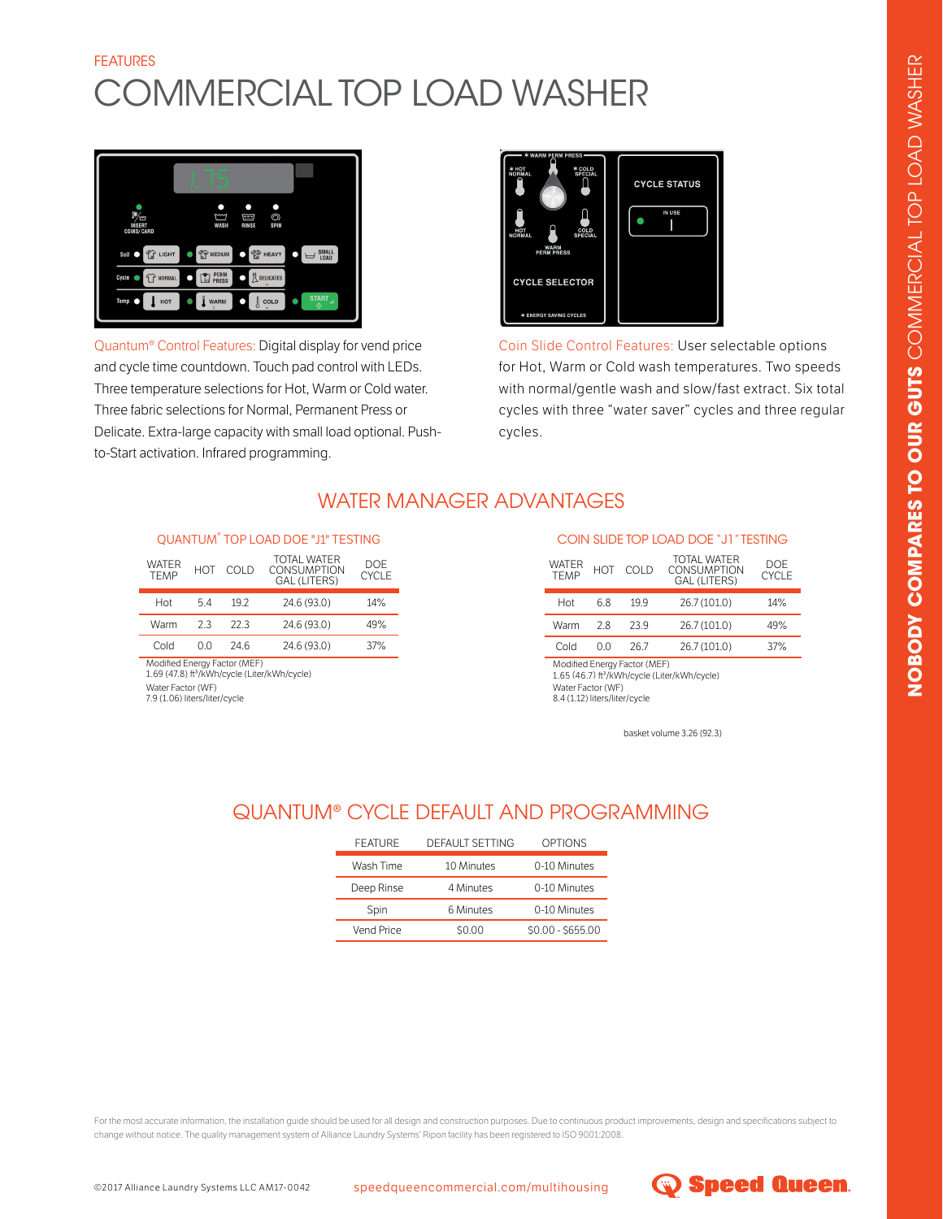FEATURES

# COMMERCIAL TOP LOAD WASHER

Quantum® Control Features: Digital display for vend price and cycle time countdown. Touch pad control with LEDs. Three temperature selections for Hot, Warm or Cold water. Three fabric selections for Normal, Permanent Press or Delicate. Extra-large capacity with small load optional. Push-to-Start activation. Infrared programming.

Coin Slide Control Features: User selectable options for Hot, Warm or Cold wash temperatures. Two speeds with normal/gentle wash and slow/fast extract. Six total cycles with three "water saver" cycles and three regular cycles.

## WATER MANAGER ADVANTAGES

### QUANTUM® TOP LOAD DOE "J1" TESTING

| WATER TEMP | HOT | COLD | TOTAL WATER CONSUMPTION GAL (LITERS) | DOE CYCLE |
|---|---|---|---|---|
| Hot | 5.4 | 19.2 | 24.6 (93.0) | 14% |
| Warm | 2.3 | 22.3 | 24.6 (93.0) | 49% |
| Cold | 0.0 | 24.6 | 24.6 (93.0) | 37% |

Modified Energy Factor (MEF)
1.69 (47.8) ft³/kWh/cycle (Liter/kWh/cycle)
Water Factor (WF)
7.9 (1.06) liters/liter/cycle

### COIN SLIDE TOP LOAD DOE "J1" TESTING

| WATER TEMP | HOT | COLD | TOTAL WATER CONSUMPTION GAL (LITERS) | DOE CYCLE |
|---|---|---|---|---|
| Hot | 6.8 | 19.9 | 26.7 (101.0) | 14% |
| Warm | 2.8 | 23.9 | 26.7 (101.0) | 49% |
| Cold | 0.0 | 26.7 | 26.7 (101.0) | 37% |

Modified Energy Factor (MEF)
1.65 (46.7) ft³/kWh/cycle (Liter/kWh/cycle)
Water Factor (WF)
8.4 (1.12) liters/liter/cycle

basket volume 3.26 (92.3)

## QUANTUM® CYCLE DEFAULT AND PROGRAMMING

| FEATURE | DEFAULT SETTING | OPTIONS |
|---|---|---|
| Wash Time | 10 Minutes | 0-10 Minutes |
| Deep Rinse | 4 Minutes | 0-10 Minutes |
| Spin | 6 Minutes | 0-10 Minutes |
| Vend Price | $0.00 | $0.00 - $655.00 |

For the most accurate information, the installation guide should be used for all design and construction purposes. Due to continuous product improvements, design and specifications subject to change without notice. The quality management system of Alliance Laundry Systems' Ripon facility has been registered to ISO 9001:2008.

©2017 Alliance Laundry Systems LLC AM17-0042 speedqueencommercial.com/multihousing

Speed Queen.

NOBODY COMPARES TO OUR GUTS COMMERCIAL TOP LOAD WASHER